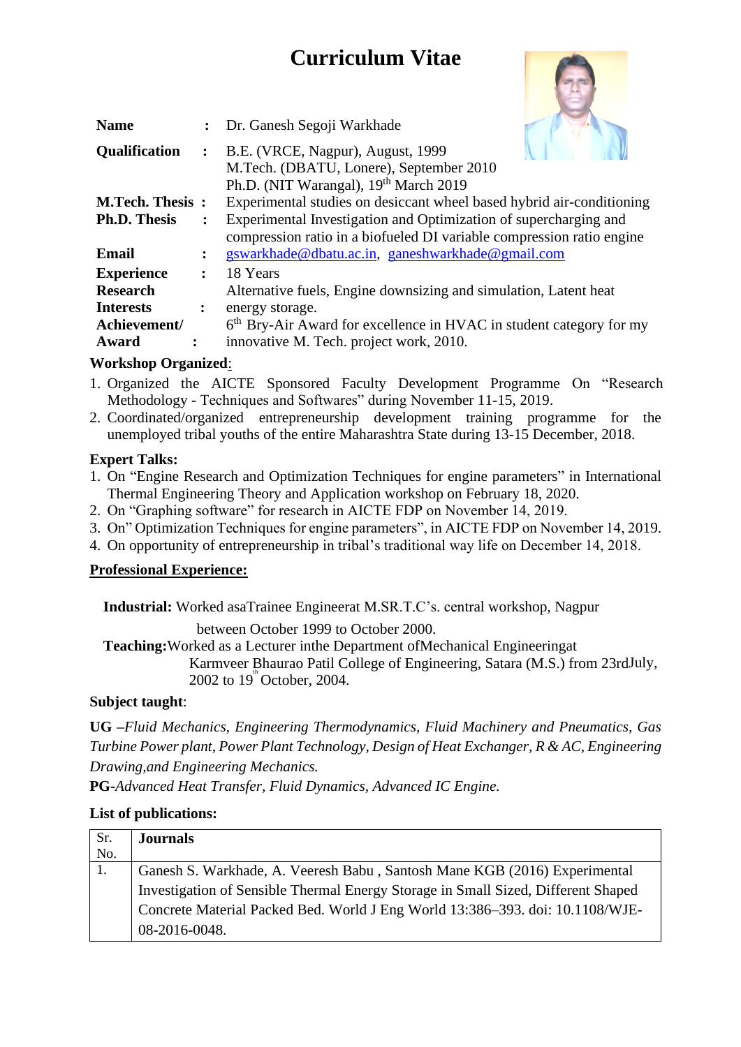# Curriculum Vitae

| | | |
|---|---|---|
| **Name** | **:** | Dr. Ganesh Segoji Warkhade |
| **Qualification** | **:** | B.E. (VRCE, Nagpur), August, 1999<br>M.Tech. (DBATU, Lonere), September 2010<br>Ph.D. (NIT Warangal), 19th March 2019 |
| **M.Tech. Thesis** | **:** | Experimental studies on desiccant wheel based hybrid air-conditioning |
| **Ph.D. Thesis** | **:** | Experimental Investigation and Optimization of supercharging and compression ratio in a biofueled DI variable compression ratio engine |
| **Email** | **:** | gswarkhade@dbatu.ac.in, ganeshwarkhade@gmail.com |
| **Experience** | **:** | 18 Years |
| **Research Interests** | **:** | Alternative fuels, Engine downsizing and simulation, Latent heat energy storage. |
| **Achievement/ Award** | **:** | 6th Bry-Air Award for excellence in HVAC in student category for my innovative M. Tech. project work, 2010. |

**Workshop Organized**:

1. Organized the AICTE Sponsored Faculty Development Programme On "Research Methodology - Techniques and Softwares" during November 11-15, 2019.
2. Coordinated/organized entrepreneurship development training programme for the unemployed tribal youths of the entire Maharashtra State during 13-15 December, 2018.

**Expert Talks:**

1. On "Engine Research and Optimization Techniques for engine parameters" in International Thermal Engineering Theory and Application workshop on February 18, 2020.
2. On "Graphing software" for research in AICTE FDP on November 14, 2019.
3. On" Optimization Techniques for engine parameters", in AICTE FDP on November 14, 2019.
4. On opportunity of entrepreneurship in tribal's traditional way life on December 14, 2018.

**Professional Experience:**

**Industrial:** Worked asaTrainee Engineerat M.SR.T.C's. central workshop, Nagpur between October 1999 to October 2000.

**Teaching:**Worked as a Lecturer inthe Department ofMechanical Engineeringat Karmveer Bhaurao Patil College of Engineering, Satara (M.S.) from 23rdJuly, 2002 to 19th October, 2004.

**Subject taught**:

**UG** –*Fluid Mechanics, Engineering Thermodynamics, Fluid Machinery and Pneumatics, Gas Turbine Power plant, Power Plant Technology, Design of Heat Exchanger, R & AC, Engineering Drawing,and Engineering Mechanics.*

**PG**-*Advanced Heat Transfer, Fluid Dynamics, Advanced IC Engine.*

**List of publications:**

| Sr. No. | **Journals** |
|---|---|
| 1. | Ganesh S. Warkhade, A. Veeresh Babu , Santosh Mane KGB (2016) Experimental Investigation of Sensible Thermal Energy Storage in Small Sized, Different Shaped Concrete Material Packed Bed. World J Eng World 13:386–393. doi: 10.1108/WJE-08-2016-0048. |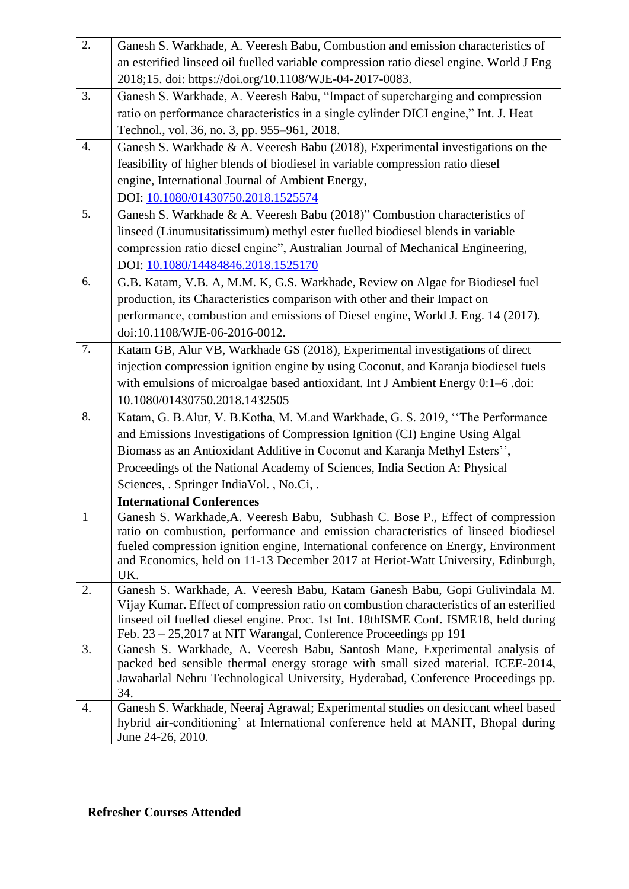| | |
|---|---|
| 2. | Ganesh S. Warkhade, A. Veeresh Babu, Combustion and emission characteristics of an esterified linseed oil fuelled variable compression ratio diesel engine. World J Eng 2018;15. doi: https://doi.org/10.1108/WJE-04-2017-0083. |
| 3. | Ganesh S. Warkhade, A. Veeresh Babu, "Impact of supercharging and compression ratio on performance characteristics in a single cylinder DICI engine," Int. J. Heat Technol., vol. 36, no. 3, pp. 955–961, 2018. |
| 4. | Ganesh S. Warkhade & A. Veeresh Babu (2018), Experimental investigations on the feasibility of higher blends of biodiesel in variable compression ratio diesel engine, International Journal of Ambient Energy, DOI: 10.1080/01430750.2018.1525574 |
| 5. | Ganesh S. Warkhade & A. Veeresh Babu (2018)" Combustion characteristics of linseed (Linumusitatissimum) methyl ester fuelled biodiesel blends in variable compression ratio diesel engine", Australian Journal of Mechanical Engineering, DOI: 10.1080/14484846.2018.1525170 |
| 6. | G.B. Katam, V.B. A, M.M. K, G.S. Warkhade, Review on Algae for Biodiesel fuel production, its Characteristics comparison with other and their Impact on performance, combustion and emissions of Diesel engine, World J. Eng. 14 (2017). doi:10.1108/WJE-06-2016-0012. |
| 7. | Katam GB, Alur VB, Warkhade GS (2018), Experimental investigations of direct injection compression ignition engine by using Coconut, and Karanja biodiesel fuels with emulsions of microalgae based antioxidant. Int J Ambient Energy 0:1–6 .doi: 10.1080/01430750.2018.1432505 |
| 8. | Katam, G. B.Alur, V. B.Kotha, M. M.and Warkhade, G. S. 2019, ''The Performance and Emissions Investigations of Compression Ignition (CI) Engine Using Algal Biomass as an Antioxidant Additive in Coconut and Karanja Methyl Esters'', Proceedings of the National Academy of Sciences, India Section A: Physical Sciences, . Springer IndiaVol. , No.Ci, . |
| | **International Conferences** |
| 1 | Ganesh S. Warkhade,A. Veeresh Babu, Subhash C. Bose P., Effect of compression ratio on combustion, performance and emission characteristics of linseed biodiesel fueled compression ignition engine, International conference on Energy, Environment and Economics, held on 11-13 December 2017 at Heriot-Watt University, Edinburgh, UK. |
| 2. | Ganesh S. Warkhade, A. Veeresh Babu, Katam Ganesh Babu, Gopi Gulivindala M. Vijay Kumar. Effect of compression ratio on combustion characteristics of an esterified linseed oil fuelled diesel engine. Proc. 1st Int. 18thISME Conf. ISME18, held during Feb. 23 – 25,2017 at NIT Warangal, Conference Proceedings pp 191 |
| 3. | Ganesh S. Warkhade, A. Veeresh Babu, Santosh Mane, Experimental analysis of packed bed sensible thermal energy storage with small sized material. ICEE-2014, Jawaharlal Nehru Technological University, Hyderabad, Conference Proceedings pp. 34. |
| 4. | Ganesh S. Warkhade, Neeraj Agrawal; Experimental studies on desiccant wheel based hybrid air-conditioning' at International conference held at MANIT, Bhopal during June 24-26, 2010. |

**Refresher Courses Attended**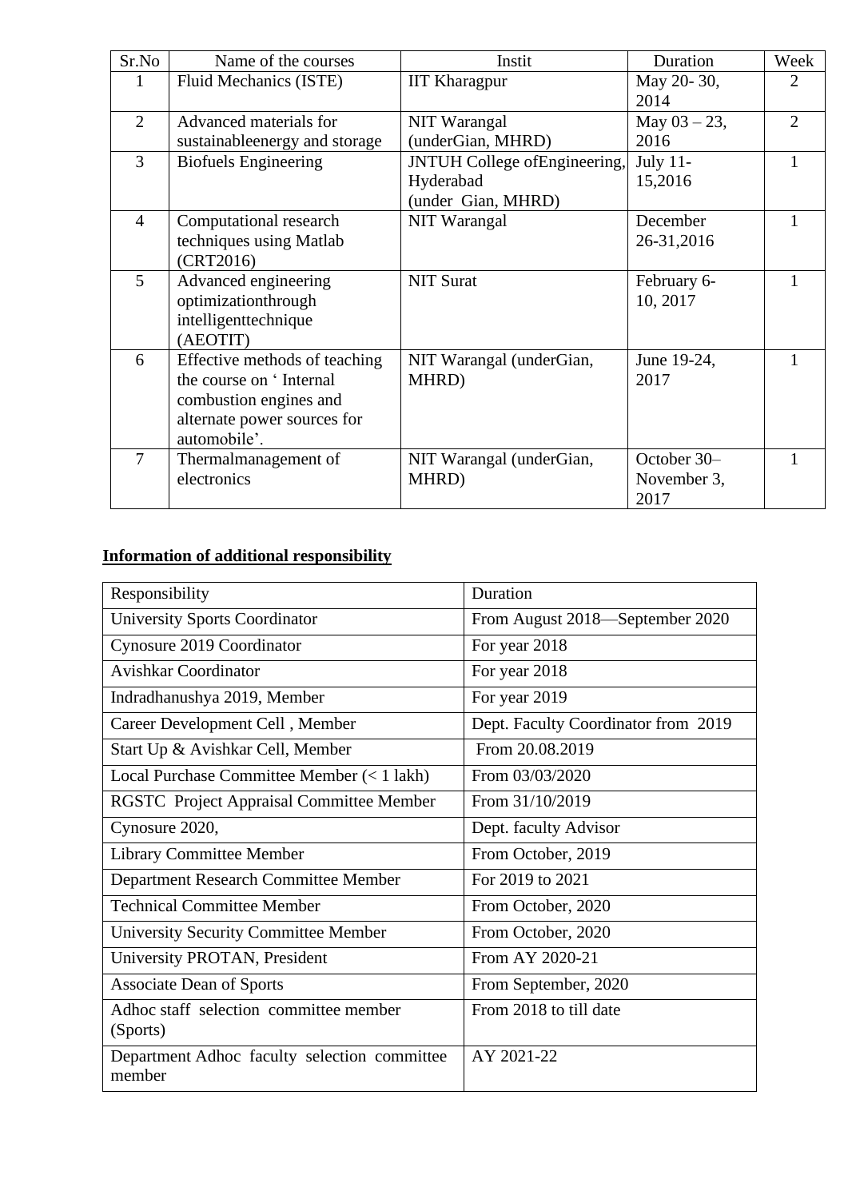| Sr.No | Name of the courses | Instit | Duration | Week |
|---|---|---|---|---|
| 1 | Fluid Mechanics (ISTE) | IIT Kharagpur | May 20- 30, 2014 | 2 |
| 2 | Advanced materials for sustainableenergy and storage | NIT Warangal (underGian, MHRD) | May 03 – 23, 2016 | 2 |
| 3 | Biofuels Engineering | JNTUH College ofEngineering, Hyderabad (under Gian, MHRD) | July 11-15,2016 | 1 |
| 4 | Computational research techniques using Matlab (CRT2016) | NIT Warangal | December 26-31,2016 | 1 |
| 5 | Advanced engineering optimizationthrough intelligenttechnique (AEOTIT) | NIT Surat | February 6-10, 2017 | 1 |
| 6 | Effective methods of teaching the course on ' Internal combustion engines and alternate power sources for automobile'. | NIT Warangal (underGian, MHRD) | June 19-24, 2017 | 1 |
| 7 | Thermalmanagement of electronics | NIT Warangal (underGian, MHRD) | October 30– November 3, 2017 | 1 |

**Information of additional responsibility**

| Responsibility | Duration |
|---|---|
| University Sports Coordinator | From August 2018—September 2020 |
| Cynosure 2019 Coordinator | For year 2018 |
| Avishkar Coordinator | For year 2018 |
| Indradhanushya 2019, Member | For year 2019 |
| Career Development Cell , Member | Dept. Faculty Coordinator from 2019 |
| Start Up & Avishkar Cell, Member | From 20.08.2019 |
| Local Purchase Committee Member (< 1 lakh) | From 03/03/2020 |
| RGSTC Project Appraisal Committee Member | From 31/10/2019 |
| Cynosure 2020, | Dept. faculty Advisor |
| Library Committee Member | From October, 2019 |
| Department Research Committee Member | For 2019 to 2021 |
| Technical Committee Member | From October, 2020 |
| University Security Committee Member | From October, 2020 |
| University PROTAN, President | From AY 2020-21 |
| Associate Dean of Sports | From September, 2020 |
| Adhoc staff selection committee member (Sports) | From 2018 to till date |
| Department Adhoc faculty selection committee member | AY 2021-22 |